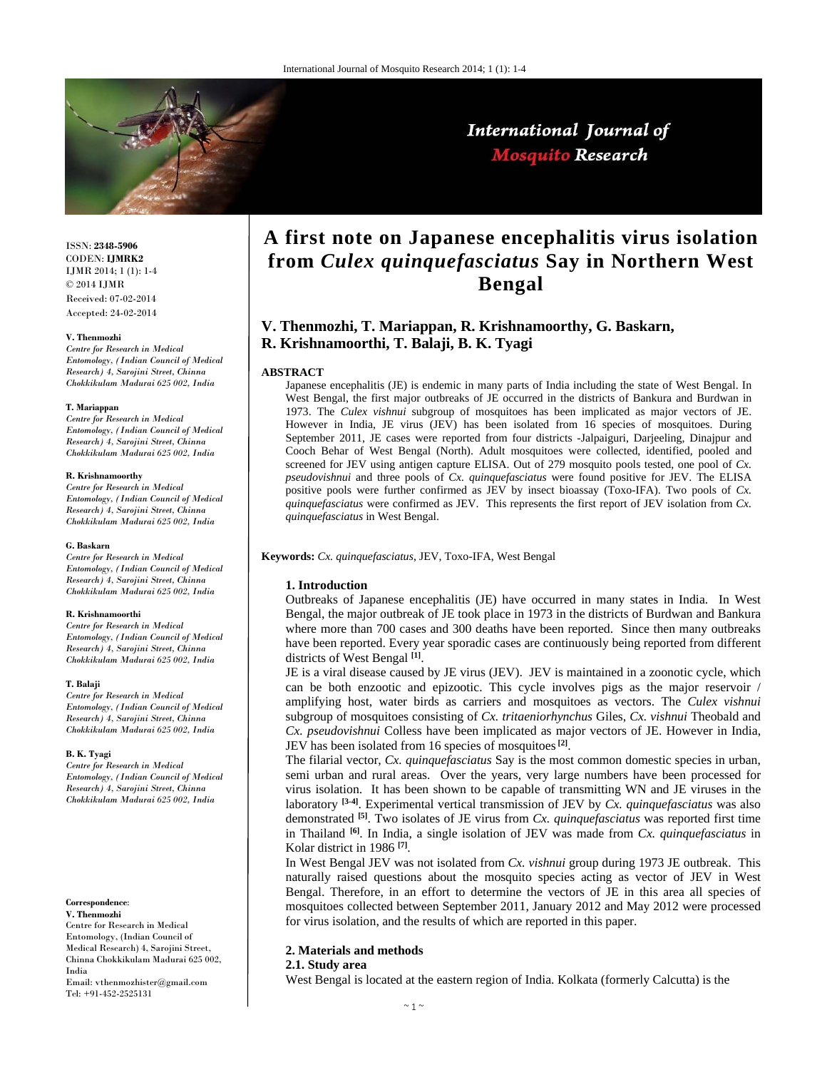# A first note on Japanese encephalitis virus isolation from *Culex quinquefasciatus* Say in Northern West Bengal

**V. Thenmozhi, T. Mariappan, R. Krishnamoorthy, G. Baskarn, R. Krishnamoorthi, T. Balaji, B. K. Tyagi**

ISSN: **2348-5906**
CODEN: **IJMRK2**
IJMR 2014; 1 (1): 1-4
© 2014 IJMR
Received: 07-02-2014
Accepted: 24-02-2014

**V. Thenmozhi**
*Centre for Research in Medical Entomology, (Indian Council of Medical Research) 4, Sarojini Street, Chinna Chokkikulam Madurai 625 002, India*

**T. Mariappan**
*Centre for Research in Medical Entomology, (Indian Council of Medical Research) 4, Sarojini Street, Chinna Chokkikulam Madurai 625 002, India*

**R. Krishnamoorthy**
*Centre for Research in Medical Entomology, (Indian Council of Medical Research) 4, Sarojini Street, Chinna Chokkikulam Madurai 625 002, India*

**G. Baskarn**
*Centre for Research in Medical Entomology, (Indian Council of Medical Research) 4, Sarojini Street, Chinna Chokkikulam Madurai 625 002, India*

**R. Krishnamoorthi**
*Centre for Research in Medical Entomology, (Indian Council of Medical Research) 4, Sarojini Street, Chinna Chokkikulam Madurai 625 002, India*

**T. Balaji**
*Centre for Research in Medical Entomology, (Indian Council of Medical Research) 4, Sarojini Street, Chinna Chokkikulam Madurai 625 002, India*

**B. K. Tyagi**
*Centre for Research in Medical Entomology, (Indian Council of Medical Research) 4, Sarojini Street, Chinna Chokkikulam Madurai 625 002, India*

**Correspondence**:
**V. Thenmozhi**
Centre for Research in Medical Entomology, (Indian Council of Medical Research) 4, Sarojini Street, Chinna Chokkikulam Madurai 625 002, India
Email: vthenmozhister@gmail.com
Tel: +91-452-2525131

## ABSTRACT

Japanese encephalitis (JE) is endemic in many parts of India including the state of West Bengal. In West Bengal, the first major outbreaks of JE occurred in the districts of Bankura and Burdwan in 1973. The *Culex vishnui* subgroup of mosquitoes has been implicated as major vectors of JE. However in India, JE virus (JEV) has been isolated from 16 species of mosquitoes. During September 2011, JE cases were reported from four districts -Jalpaiguri, Darjeeling, Dinajpur and Cooch Behar of West Bengal (North). Adult mosquitoes were collected, identified, pooled and screened for JEV using antigen capture ELISA. Out of 279 mosquito pools tested, one pool of *Cx. pseudovishnui* and three pools of *Cx. quinquefasciatus* were found positive for JEV. The ELISA positive pools were further confirmed as JEV by insect bioassay (Toxo-IFA). Two pools of *Cx. quinquefasciatus* were confirmed as JEV. This represents the first report of JEV isolation from *Cx. quinquefasciatus* in West Bengal.

**Keywords:** *Cx. quinquefasciatus*, JEV, Toxo-IFA, West Bengal

## 1. Introduction

Outbreaks of Japanese encephalitis (JE) have occurred in many states in India. In West Bengal, the major outbreak of JE took place in 1973 in the districts of Burdwan and Bankura where more than 700 cases and 300 deaths have been reported. Since then many outbreaks have been reported. Every year sporadic cases are continuously being reported from different districts of West Bengal [1].

JE is a viral disease caused by JE virus (JEV). JEV is maintained in a zoonotic cycle, which can be both enzootic and epizootic. This cycle involves pigs as the major reservoir / amplifying host, water birds as carriers and mosquitoes as vectors. The *Culex vishnui* subgroup of mosquitoes consisting of *Cx. tritaeniorhynchus* Giles, *Cx. vishnui* Theobald and *Cx. pseudovishnui* Colless have been implicated as major vectors of JE. However in India, JEV has been isolated from 16 species of mosquitoes [2].

The filarial vector, *Cx. quinquefasciatus* Say is the most common domestic species in urban, semi urban and rural areas. Over the years, very large numbers have been processed for virus isolation. It has been shown to be capable of transmitting WN and JE viruses in the laboratory [3-4]. Experimental vertical transmission of JEV by *Cx. quinquefasciatus* was also demonstrated [5]. Two isolates of JE virus from *Cx. quinquefasciatus* was reported first time in Thailand [6]. In India, a single isolation of JEV was made from *Cx. quinquefasciatus* in Kolar district in 1986 [7].

In West Bengal JEV was not isolated from *Cx. vishnui* group during 1973 JE outbreak. This naturally raised questions about the mosquito species acting as vector of JEV in West Bengal. Therefore, in an effort to determine the vectors of JE in this area all species of mosquitoes collected between September 2011, January 2012 and May 2012 were processed for virus isolation, and the results of which are reported in this paper.

## 2. Materials and methods

### 2.1. Study area

West Bengal is located at the eastern region of India. Kolkata (formerly Calcutta) is the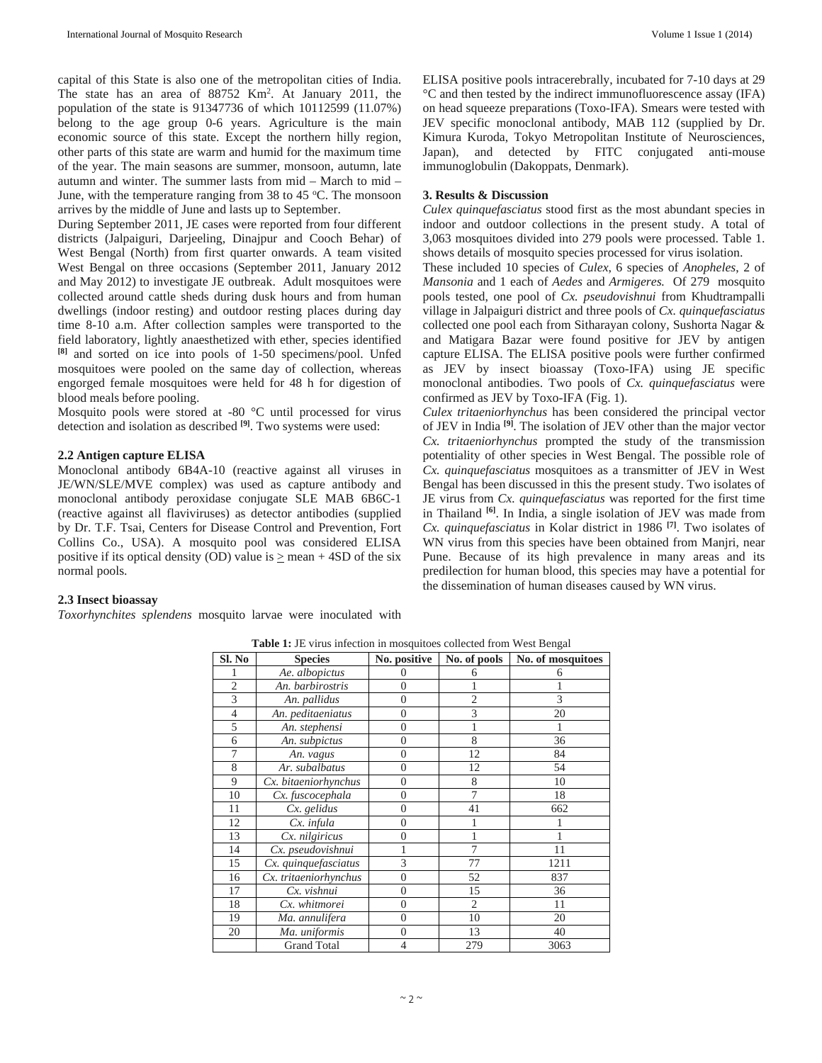capital of this State is also one of the metropolitan cities of India. The state has an area of 88752 Km$^2$. At January 2011, the population of the state is 91347736 of which 10112599 (11.07%) belong to the age group 0-6 years. Agriculture is the main economic source of this state. Except the northern hilly region, other parts of this state are warm and humid for the maximum time of the year. The main seasons are summer, monsoon, autumn, late autumn and winter. The summer lasts from mid – March to mid – June, with the temperature ranging from 38 to 45 $^o$C. The monsoon arrives by the middle of June and lasts up to September.

During September 2011, JE cases were reported from four different districts (Jalpaiguri, Darjeeling, Dinajpur and Cooch Behar) of West Bengal (North) from first quarter onwards. A team visited West Bengal on three occasions (September 2011, January 2012 and May 2012) to investigate JE outbreak. Adult mosquitoes were collected around cattle sheds during dusk hours and from human dwellings (indoor resting) and outdoor resting places during day time 8-10 a.m. After collection samples were transported to the field laboratory, lightly anaesthetized with ether, species identified [8] and sorted on ice into pools of 1-50 specimens/pool. Unfed mosquitoes were pooled on the same day of collection, whereas engorged female mosquitoes were held for 48 h for digestion of blood meals before pooling.

Mosquito pools were stored at -80 °C until processed for virus detection and isolation as described [9]. Two systems were used:

### 2.2 Antigen capture ELISA

Monoclonal antibody 6B4A-10 (reactive against all viruses in JE/WN/SLE/MVE complex) was used as capture antibody and monoclonal antibody peroxidase conjugate SLE MAB 6B6C-1 (reactive against all flaviviruses) as detector antibodies (supplied by Dr. T.F. Tsai, Centers for Disease Control and Prevention, Fort Collins Co., USA). A mosquito pool was considered ELISA positive if its optical density (OD) value is $\geq$ mean + 4SD of the six normal pools.

### 2.3 Insect bioassay

*Toxorhynchites splendens* mosquito larvae were inoculated with ELISA positive pools intracerebrally, incubated for 7-10 days at 29 °C and then tested by the indirect immunofluorescence assay (IFA) on head squeeze preparations (Toxo-IFA). Smears were tested with JEV specific monoclonal antibody, MAB 112 (supplied by Dr. Kimura Kuroda, Tokyo Metropolitan Institute of Neurosciences, Japan), and detected by FITC conjugated anti-mouse immunoglobulin (Dakoppats, Denmark).

## 3. Results & Discussion

*Culex quinquefasciatus* stood first as the most abundant species in indoor and outdoor collections in the present study. A total of 3,063 mosquitoes divided into 279 pools were processed. Table 1. shows details of mosquito species processed for virus isolation.

These included 10 species of *Culex*, 6 species of *Anopheles*, 2 of *Mansonia* and 1 each of *Aedes* and *Armigeres.* Of 279 mosquito pools tested, one pool of *Cx. pseudovishnui* from Khudtrampalli village in Jalpaiguri district and three pools of *Cx. quinquefasciatus* collected one pool each from Sitharayan colony, Sushorta Nagar & and Matigara Bazar were found positive for JEV by antigen capture ELISA. The ELISA positive pools were further confirmed as JEV by insect bioassay (Toxo-IFA) using JE specific monoclonal antibodies. Two pools of *Cx. quinquefasciatus* were confirmed as JEV by Toxo-IFA (Fig. 1).

*Culex tritaeniorhynchus* has been considered the principal vector of JEV in India [9]. The isolation of JEV other than the major vector *Cx. tritaeniorhynchus* prompted the study of the transmission potentiality of other species in West Bengal. The possible role of *Cx. quinquefasciatus* mosquitoes as a transmitter of JEV in West Bengal has been discussed in this the present study. Two isolates of JE virus from *Cx. quinquefasciatus* was reported for the first time in Thailand [6]. In India, a single isolation of JEV was made from *Cx. quinquefasciatus* in Kolar district in 1986 [7]. Two isolates of WN virus from this species have been obtained from Manjri, near Pune. Because of its high prevalence in many areas and its predilection for human blood, this species may have a potential for the dissemination of human diseases caused by WN virus.

**Table 1:** JE virus infection in mosquitoes collected from West Bengal

| Sl. No | Species | No. positive | No. of pools | No. of mosquitoes |
|---|---|---|---|---|
| 1 | *Ae. albopictus* | 0 | 6 | 6 |
| 2 | *An. barbirostris* | 0 | 1 | 1 |
| 3 | *An. pallidus* | 0 | 2 | 3 |
| 4 | *An. peditaeniatus* | 0 | 3 | 20 |
| 5 | *An. stephensi* | 0 | 1 | 1 |
| 6 | *An. subpictus* | 0 | 8 | 36 |
| 7 | *An. vagus* | 0 | 12 | 84 |
| 8 | *Ar. subalbatus* | 0 | 12 | 54 |
| 9 | *Cx. bitaeniorhynchus* | 0 | 8 | 10 |
| 10 | *Cx. fuscocephala* | 0 | 7 | 18 |
| 11 | *Cx. gelidus* | 0 | 41 | 662 |
| 12 | *Cx. infula* | 0 | 1 | 1 |
| 13 | *Cx. nilgiricus* | 0 | 1 | 1 |
| 14 | *Cx. pseudovishnui* | 1 | 7 | 11 |
| 15 | *Cx. quinquefasciatus* | 3 | 77 | 1211 |
| 16 | *Cx. tritaeniorhynchus* | 0 | 52 | 837 |
| 17 | *Cx. vishnui* | 0 | 15 | 36 |
| 18 | *Cx. whitmorei* | 0 | 2 | 11 |
| 19 | *Ma. annulifera* | 0 | 10 | 20 |
| 20 | *Ma. uniformis* | 0 | 13 | 40 |
| | Grand Total | 4 | 279 | 3063 |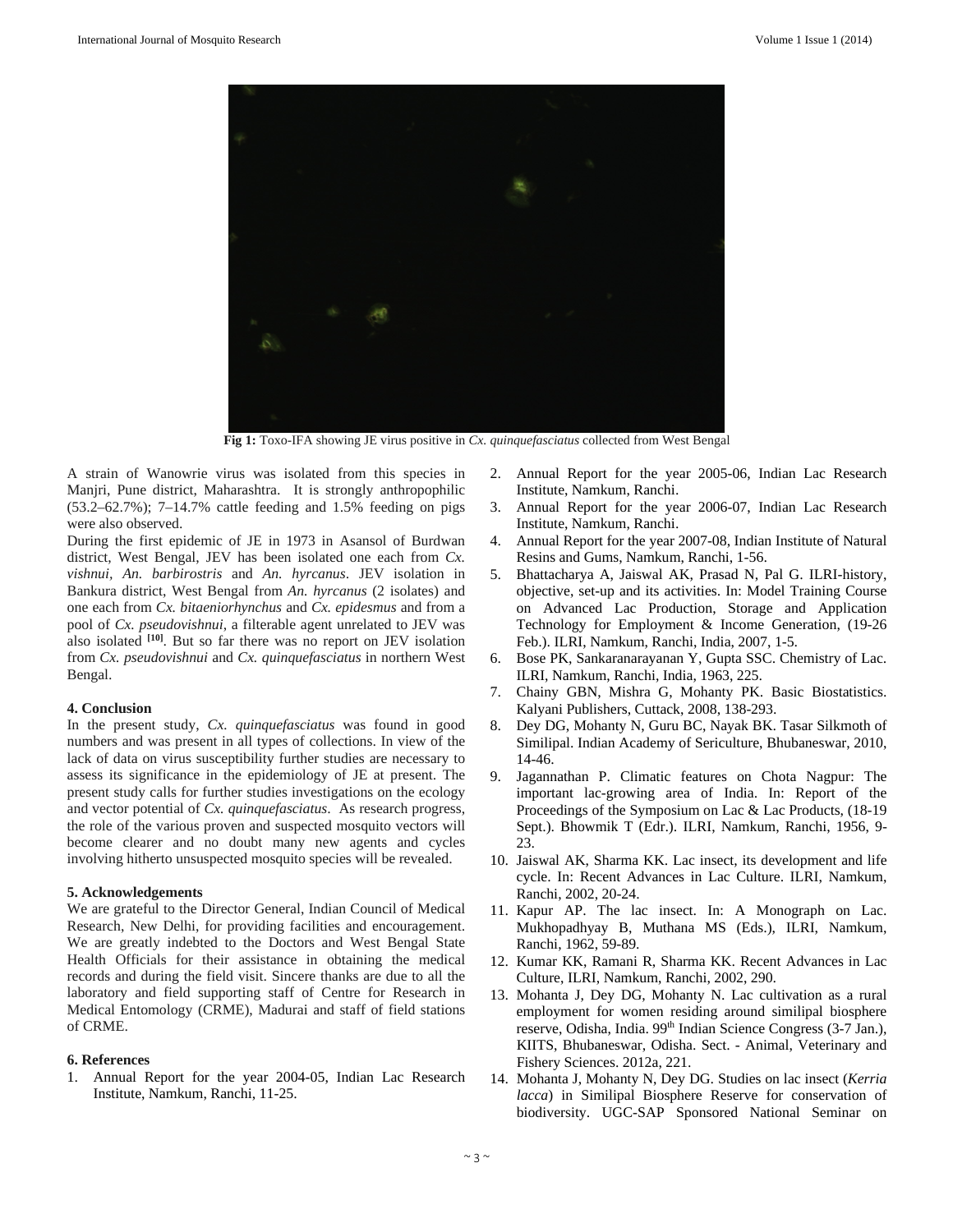Fig 1: Toxo-IFA showing JE virus positive in *Cx. quinquefasciatus* collected from West Bengal

A strain of Wanowrie virus was isolated from this species in Manjri, Pune district, Maharashtra. It is strongly anthropophilic (53.2–62.7%); 7–14.7% cattle feeding and 1.5% feeding on pigs were also observed.

During the first epidemic of JE in 1973 in Asansol of Burdwan district, West Bengal, JEV has been isolated one each from *Cx. vishnui, An. barbirostris* and *An. hyrcanus*. JEV isolation in Bankura district, West Bengal from *An. hyrcanus* (2 isolates) and one each from *Cx. bitaeniorhynchus* and *Cx. epidesmus* and from a pool of *Cx. pseudovishnui*, a filterable agent unrelated to JEV was also isolated [10]. But so far there was no report on JEV isolation from *Cx. pseudovishnui* and *Cx. quinquefasciatus* in northern West Bengal.

### 4. Conclusion

In the present study, *Cx. quinquefasciatus* was found in good numbers and was present in all types of collections. In view of the lack of data on virus susceptibility further studies are necessary to assess its significance in the epidemiology of JE at present. The present study calls for further studies investigations on the ecology and vector potential of *Cx. quinquefasciatus*. As research progress, the role of the various proven and suspected mosquito vectors will become clearer and no doubt many new agents and cycles involving hitherto unsuspected mosquito species will be revealed.

### 5. Acknowledgements

We are grateful to the Director General, Indian Council of Medical Research, New Delhi, for providing facilities and encouragement. We are greatly indebted to the Doctors and West Bengal State Health Officials for their assistance in obtaining the medical records and during the field visit. Sincere thanks are due to all the laboratory and field supporting staff of Centre for Research in Medical Entomology (CRME), Madurai and staff of field stations of CRME.

### 6. References

1. Annual Report for the year 2004-05, Indian Lac Research Institute, Namkum, Ranchi, 11-25.
2. Annual Report for the year 2005-06, Indian Lac Research Institute, Namkum, Ranchi.
3. Annual Report for the year 2006-07, Indian Lac Research Institute, Namkum, Ranchi.
4. Annual Report for the year 2007-08, Indian Institute of Natural Resins and Gums, Namkum, Ranchi, 1-56.
5. Bhattacharya A, Jaiswal AK, Prasad N, Pal G. ILRI-history, objective, set-up and its activities. In: Model Training Course on Advanced Lac Production, Storage and Application Technology for Employment & Income Generation, (19-26 Feb.). ILRI, Namkum, Ranchi, India, 2007, 1-5.
6. Bose PK, Sankaranarayanan Y, Gupta SSC. Chemistry of Lac. ILRI, Namkum, Ranchi, India, 1963, 225.
7. Chainy GBN, Mishra G, Mohanty PK. Basic Biostatistics. Kalyani Publishers, Cuttack, 2008, 138-293.
8. Dey DG, Mohanty N, Guru BC, Nayak BK. Tasar Silkmoth of Similipal. Indian Academy of Sericulture, Bhubaneswar, 2010, 14-46.
9. Jagannathan P. Climatic features on Chota Nagpur: The important lac-growing area of India. In: Report of the Proceedings of the Symposium on Lac & Lac Products, (18-19 Sept.). Bhowmik T (Edr.). ILRI, Namkum, Ranchi, 1956, 9-23.
10. Jaiswal AK, Sharma KK. Lac insect, its development and life cycle. In: Recent Advances in Lac Culture. ILRI, Namkum, Ranchi, 2002, 20-24.
11. Kapur AP. The lac insect. In: A Monograph on Lac. Mukhopadhyay B, Muthana MS (Eds.), ILRI, Namkum, Ranchi, 1962, 59-89.
12. Kumar KK, Ramani R, Sharma KK. Recent Advances in Lac Culture, ILRI, Namkum, Ranchi, 2002, 290.
13. Mohanta J, Dey DG, Mohanty N. Lac cultivation as a rural employment for women residing around similipal biosphere reserve, Odisha, India. 99th Indian Science Congress (3-7 Jan.), KIITS, Bhubaneswar, Odisha. Sect. - Animal, Veterinary and Fishery Sciences. 2012a, 221.
14. Mohanta J, Mohanty N, Dey DG. Studies on lac insect (*Kerria lacca*) in Similipal Biosphere Reserve for conservation of biodiversity. UGC-SAP Sponsored National Seminar on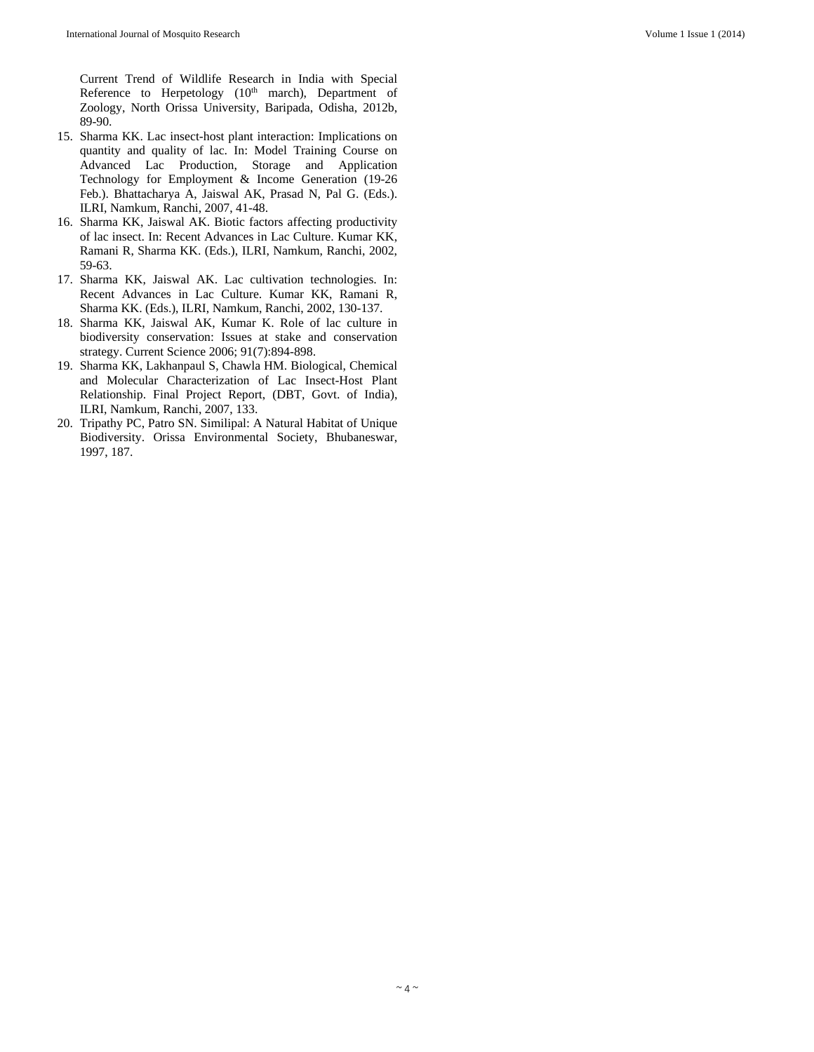Current Trend of Wildlife Research in India with Special Reference to Herpetology (10th march), Department of Zoology, North Orissa University, Baripada, Odisha, 2012b, 89-90.

15. Sharma KK. Lac insect-host plant interaction: Implications on quantity and quality of lac. In: Model Training Course on Advanced Lac Production, Storage and Application Technology for Employment & Income Generation (19-26 Feb.). Bhattacharya A, Jaiswal AK, Prasad N, Pal G. (Eds.). ILRI, Namkum, Ranchi, 2007, 41-48.
16. Sharma KK, Jaiswal AK. Biotic factors affecting productivity of lac insect. In: Recent Advances in Lac Culture. Kumar KK, Ramani R, Sharma KK. (Eds.), ILRI, Namkum, Ranchi, 2002, 59-63.
17. Sharma KK, Jaiswal AK. Lac cultivation technologies. In: Recent Advances in Lac Culture. Kumar KK, Ramani R, Sharma KK. (Eds.), ILRI, Namkum, Ranchi, 2002, 130-137.
18. Sharma KK, Jaiswal AK, Kumar K. Role of lac culture in biodiversity conservation: Issues at stake and conservation strategy. Current Science 2006; 91(7):894-898.
19. Sharma KK, Lakhanpaul S, Chawla HM. Biological, Chemical and Molecular Characterization of Lac Insect-Host Plant Relationship. Final Project Report, (DBT, Govt. of India), ILRI, Namkum, Ranchi, 2007, 133.
20. Tripathy PC, Patro SN. Similipal: A Natural Habitat of Unique Biodiversity. Orissa Environmental Society, Bhubaneswar, 1997, 187.